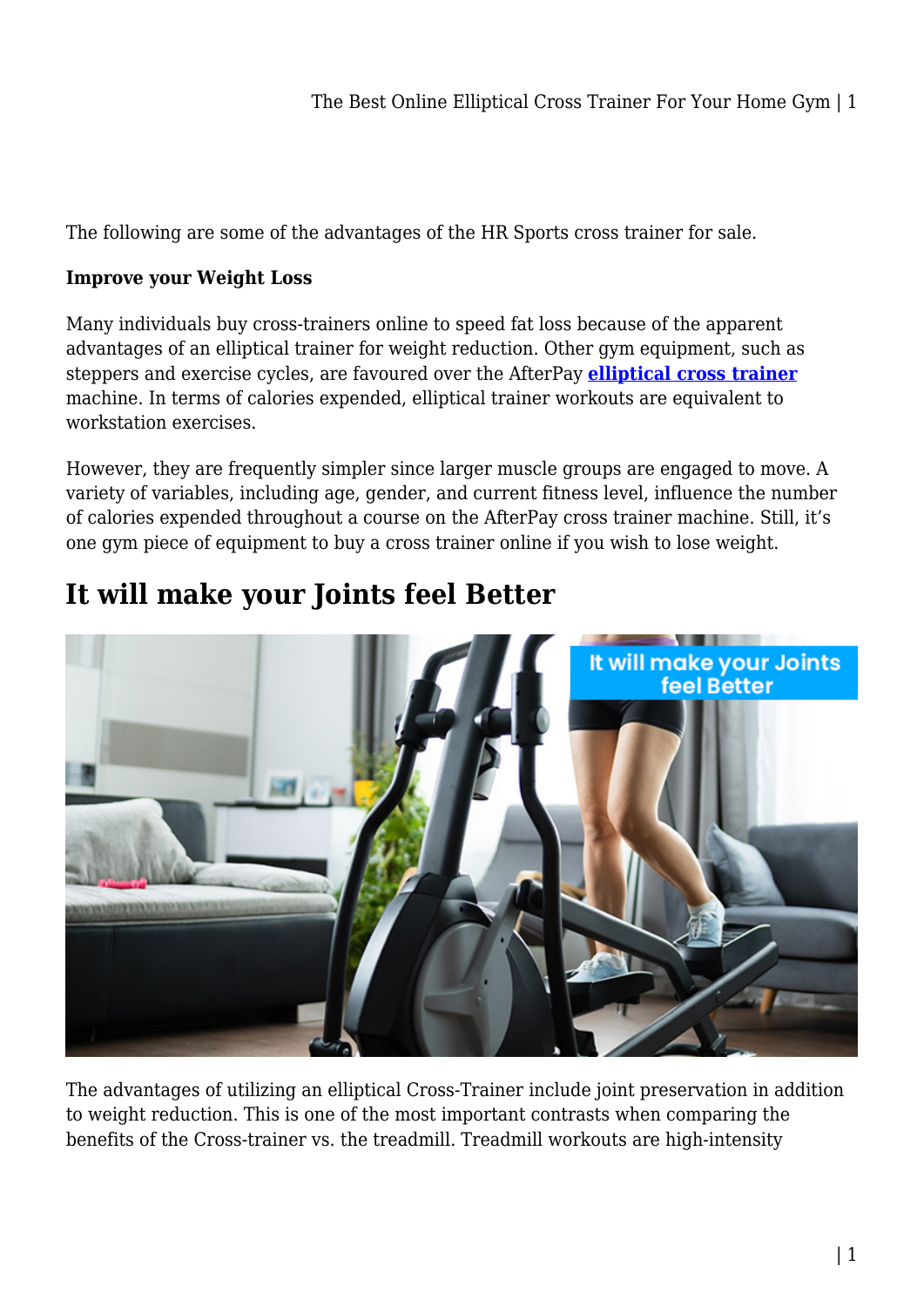The following are some of the advantages of the HR Sports cross trainer for sale.

**Improve your Weight Loss**

Many individuals buy cross-trainers online to speed fat loss because of the apparent advantages of an elliptical trainer for weight reduction. Other gym equipment, such as steppers and exercise cycles, are favoured over the AfterPay **elliptical cross trainer** machine. In terms of calories expended, elliptical trainer workouts are equivalent to workstation exercises.

However, they are frequently simpler since larger muscle groups are engaged to move. A variety of variables, including age, gender, and current fitness level, influence the number of calories expended throughout a course on the AfterPay cross trainer machine. Still, it's one gym piece of equipment to buy a cross trainer online if you wish to lose weight.

## It will make your Joints feel Better

The advantages of utilizing an elliptical Cross-Trainer include joint preservation in addition to weight reduction. This is one of the most important contrasts when comparing the benefits of the Cross-trainer vs. the treadmill. Treadmill workouts are high-intensity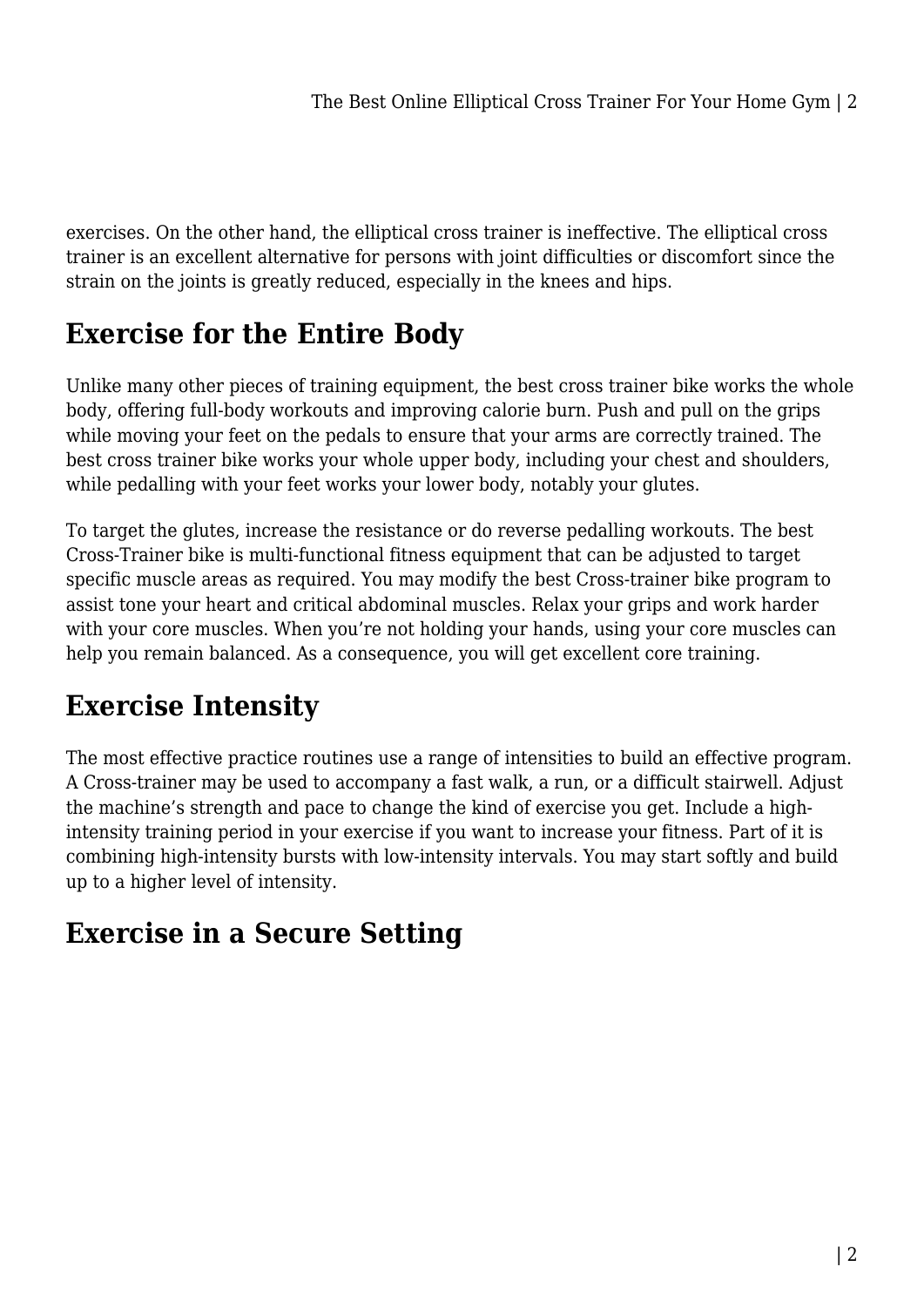exercises. On the other hand, the elliptical cross trainer is ineffective. The elliptical cross trainer is an excellent alternative for persons with joint difficulties or discomfort since the strain on the joints is greatly reduced, especially in the knees and hips.

## Exercise for the Entire Body

Unlike many other pieces of training equipment, the best cross trainer bike works the whole body, offering full-body workouts and improving calorie burn. Push and pull on the grips while moving your feet on the pedals to ensure that your arms are correctly trained. The best cross trainer bike works your whole upper body, including your chest and shoulders, while pedalling with your feet works your lower body, notably your glutes.

To target the glutes, increase the resistance or do reverse pedalling workouts. The best Cross-Trainer bike is multi-functional fitness equipment that can be adjusted to target specific muscle areas as required. You may modify the best Cross-trainer bike program to assist tone your heart and critical abdominal muscles. Relax your grips and work harder with your core muscles. When you're not holding your hands, using your core muscles can help you remain balanced. As a consequence, you will get excellent core training.

## Exercise Intensity

The most effective practice routines use a range of intensities to build an effective program. A Cross-trainer may be used to accompany a fast walk, a run, or a difficult stairwell. Adjust the machine's strength and pace to change the kind of exercise you get. Include a high-intensity training period in your exercise if you want to increase your fitness. Part of it is combining high-intensity bursts with low-intensity intervals. You may start softly and build up to a higher level of intensity.

## Exercise in a Secure Setting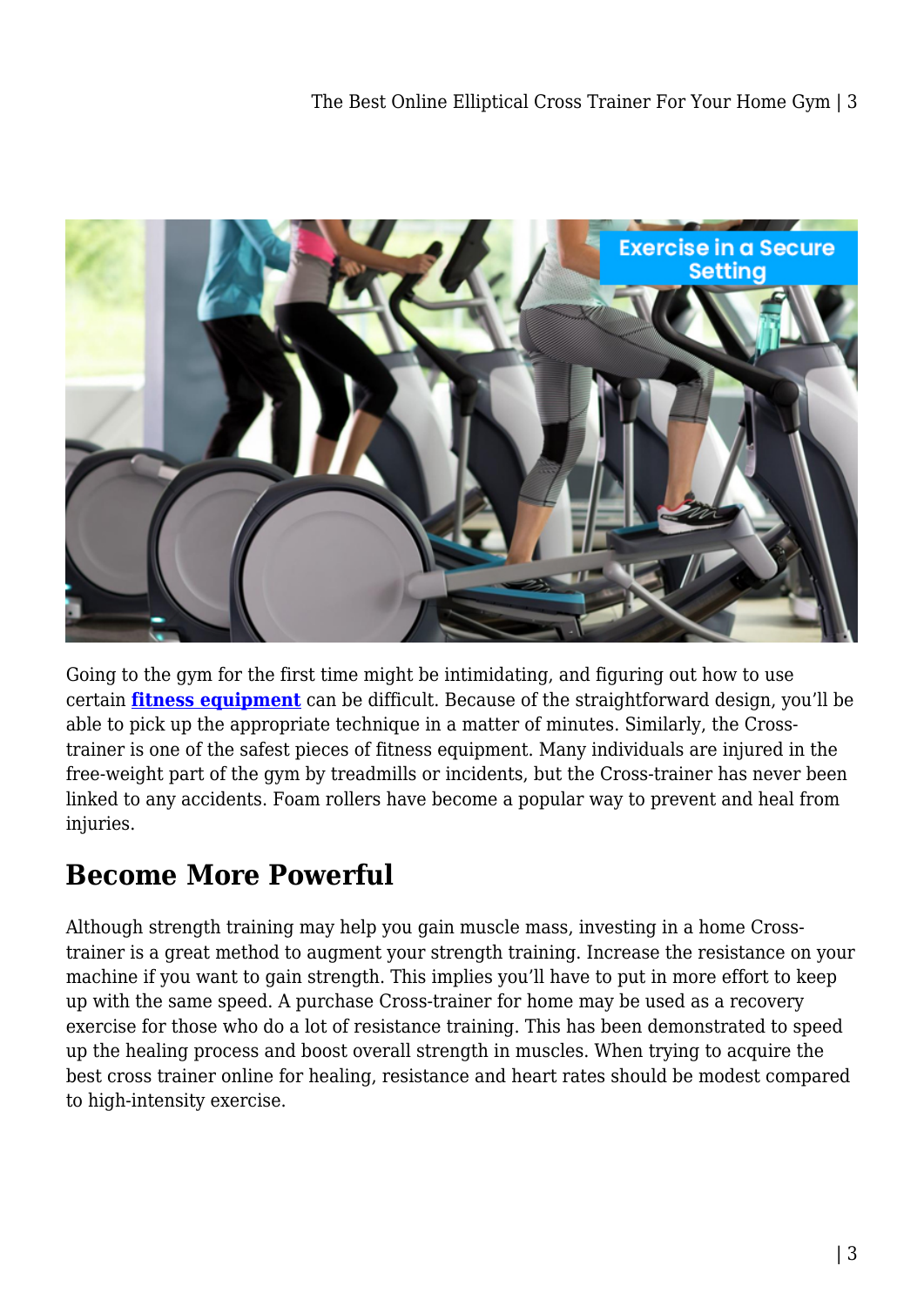Going to the gym for the first time might be intimidating, and figuring out how to use certain **fitness equipment** can be difficult. Because of the straightforward design, you'll be able to pick up the appropriate technique in a matter of minutes. Similarly, the Cross-trainer is one of the safest pieces of fitness equipment. Many individuals are injured in the free-weight part of the gym by treadmills or incidents, but the Cross-trainer has never been linked to any accidents. Foam rollers have become a popular way to prevent and heal from injuries.

## Become More Powerful

Although strength training may help you gain muscle mass, investing in a home Cross-trainer is a great method to augment your strength training. Increase the resistance on your machine if you want to gain strength. This implies you'll have to put in more effort to keep up with the same speed. A purchase Cross-trainer for home may be used as a recovery exercise for those who do a lot of resistance training. This has been demonstrated to speed up the healing process and boost overall strength in muscles. When trying to acquire the best cross trainer online for healing, resistance and heart rates should be modest compared to high-intensity exercise.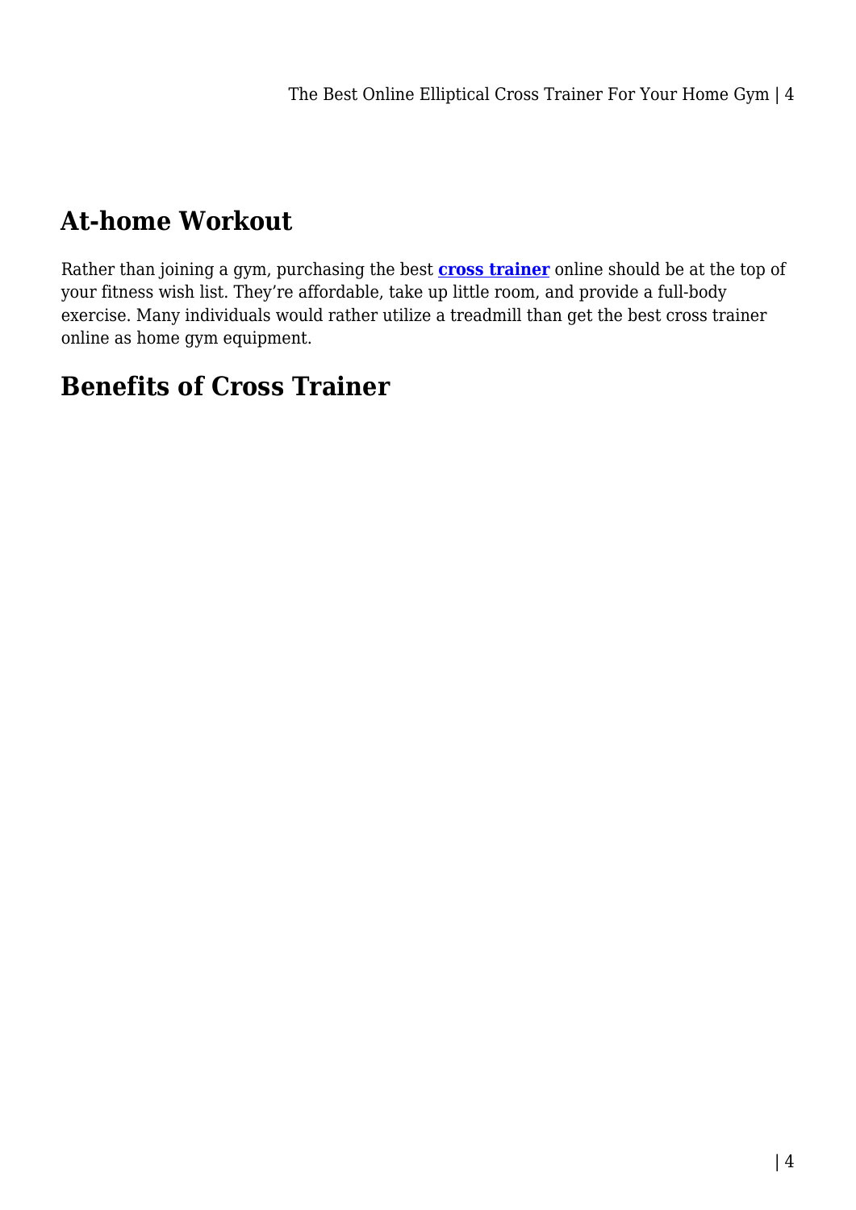## At-home Workout

Rather than joining a gym, purchasing the best **cross trainer** online should be at the top of your fitness wish list. They're affordable, take up little room, and provide a full-body exercise. Many individuals would rather utilize a treadmill than get the best cross trainer online as home gym equipment.

## Benefits of Cross Trainer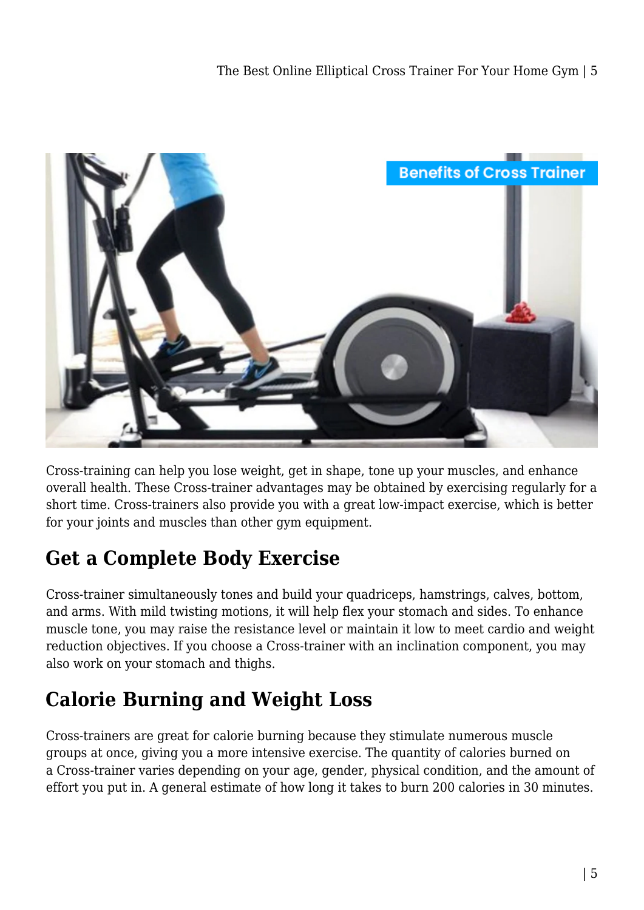Cross-training can help you lose weight, get in shape, tone up your muscles, and enhance overall health. These Cross-trainer advantages may be obtained by exercising regularly for a short time. Cross-trainers also provide you with a great low-impact exercise, which is better for your joints and muscles than other gym equipment.

## Get a Complete Body Exercise

Cross-trainer simultaneously tones and build your quadriceps, hamstrings, calves, bottom, and arms. With mild twisting motions, it will help flex your stomach and sides. To enhance muscle tone, you may raise the resistance level or maintain it low to meet cardio and weight reduction objectives. If you choose a Cross-trainer with an inclination component, you may also work on your stomach and thighs.

## Calorie Burning and Weight Loss

Cross-trainers are great for calorie burning because they stimulate numerous muscle groups at once, giving you a more intensive exercise. The quantity of calories burned on a Cross-trainer varies depending on your age, gender, physical condition, and the amount of effort you put in. A general estimate of how long it takes to burn 200 calories in 30 minutes.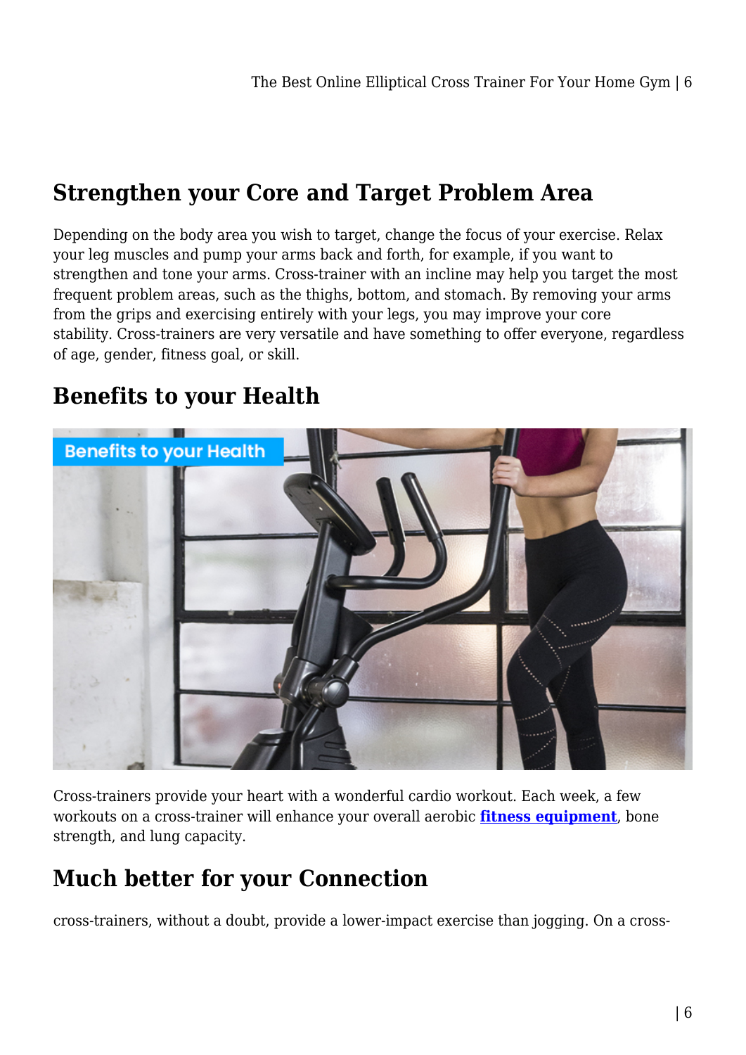## Strengthen your Core and Target Problem Area

Depending on the body area you wish to target, change the focus of your exercise. Relax your leg muscles and pump your arms back and forth, for example, if you want to strengthen and tone your arms. Cross-trainer with an incline may help you target the most frequent problem areas, such as the thighs, bottom, and stomach. By removing your arms from the grips and exercising entirely with your legs, you may improve your core stability. Cross-trainers are very versatile and have something to offer everyone, regardless of age, gender, fitness goal, or skill.

## Benefits to your Health

Cross-trainers provide your heart with a wonderful cardio workout. Each week, a few workouts on a cross-trainer will enhance your overall aerobic **fitness equipment**, bone strength, and lung capacity.

## Much better for your Connection

cross-trainers, without a doubt, provide a lower-impact exercise than jogging. On a cross-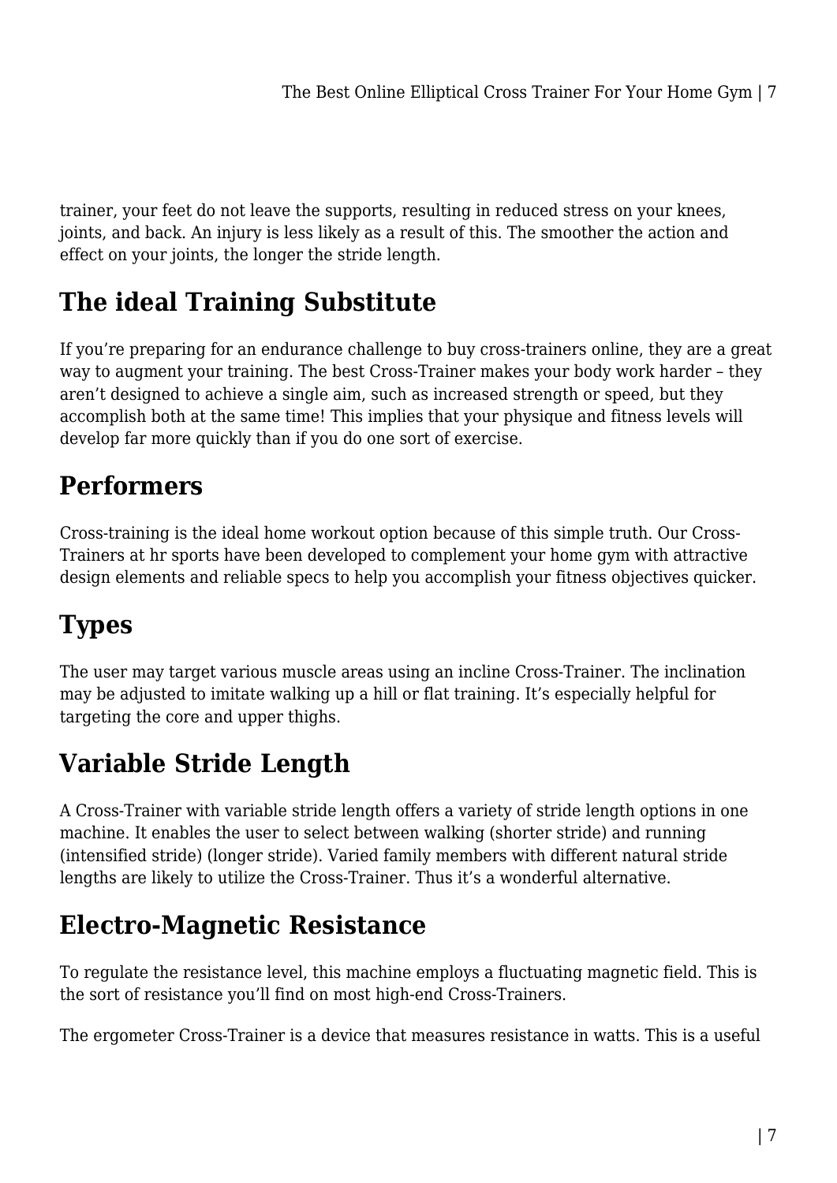trainer, your feet do not leave the supports, resulting in reduced stress on your knees, joints, and back. An injury is less likely as a result of this. The smoother the action and effect on your joints, the longer the stride length.

## The ideal Training Substitute

If you're preparing for an endurance challenge to buy cross-trainers online, they are a great way to augment your training. The best Cross-Trainer makes your body work harder – they aren't designed to achieve a single aim, such as increased strength or speed, but they accomplish both at the same time! This implies that your physique and fitness levels will develop far more quickly than if you do one sort of exercise.

## Performers

Cross-training is the ideal home workout option because of this simple truth. Our Cross-Trainers at hr sports have been developed to complement your home gym with attractive design elements and reliable specs to help you accomplish your fitness objectives quicker.

## Types

The user may target various muscle areas using an incline Cross-Trainer. The inclination may be adjusted to imitate walking up a hill or flat training. It's especially helpful for targeting the core and upper thighs.

## Variable Stride Length

A Cross-Trainer with variable stride length offers a variety of stride length options in one machine. It enables the user to select between walking (shorter stride) and running (intensified stride) (longer stride). Varied family members with different natural stride lengths are likely to utilize the Cross-Trainer. Thus it's a wonderful alternative.

## Electro-Magnetic Resistance

To regulate the resistance level, this machine employs a fluctuating magnetic field. This is the sort of resistance you'll find on most high-end Cross-Trainers.

The ergometer Cross-Trainer is a device that measures resistance in watts. This is a useful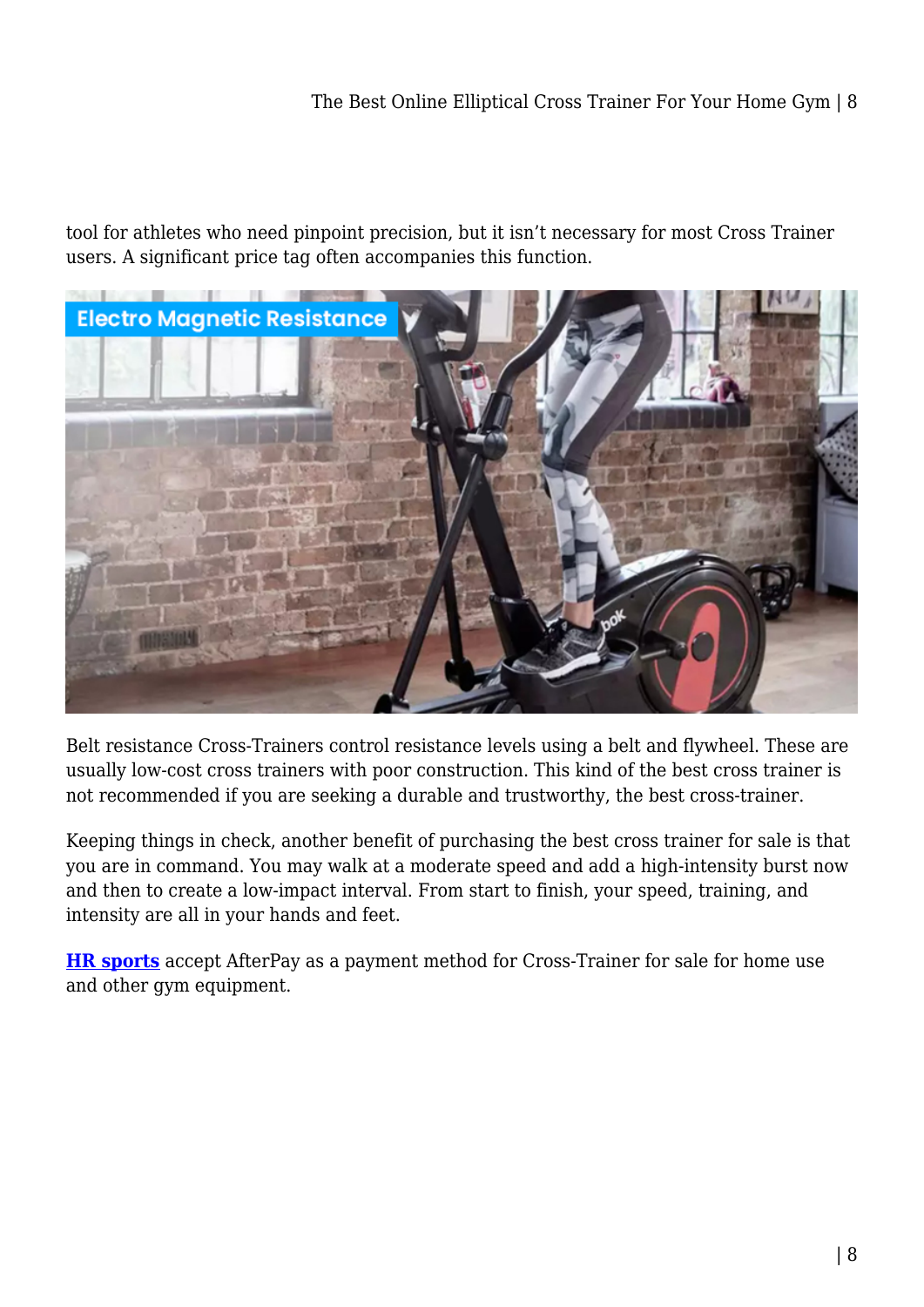tool for athletes who need pinpoint precision, but it isn't necessary for most Cross Trainer users. A significant price tag often accompanies this function.

Electro Magnetic Resistance

Belt resistance Cross-Trainers control resistance levels using a belt and flywheel. These are usually low-cost cross trainers with poor construction. This kind of the best cross trainer is not recommended if you are seeking a durable and trustworthy, the best cross-trainer.

Keeping things in check, another benefit of purchasing the best cross trainer for sale is that you are in command. You may walk at a moderate speed and add a high-intensity burst now and then to create a low-impact interval. From start to finish, your speed, training, and intensity are all in your hands and feet.

**HR sports** accept AfterPay as a payment method for Cross-Trainer for sale for home use and other gym equipment.